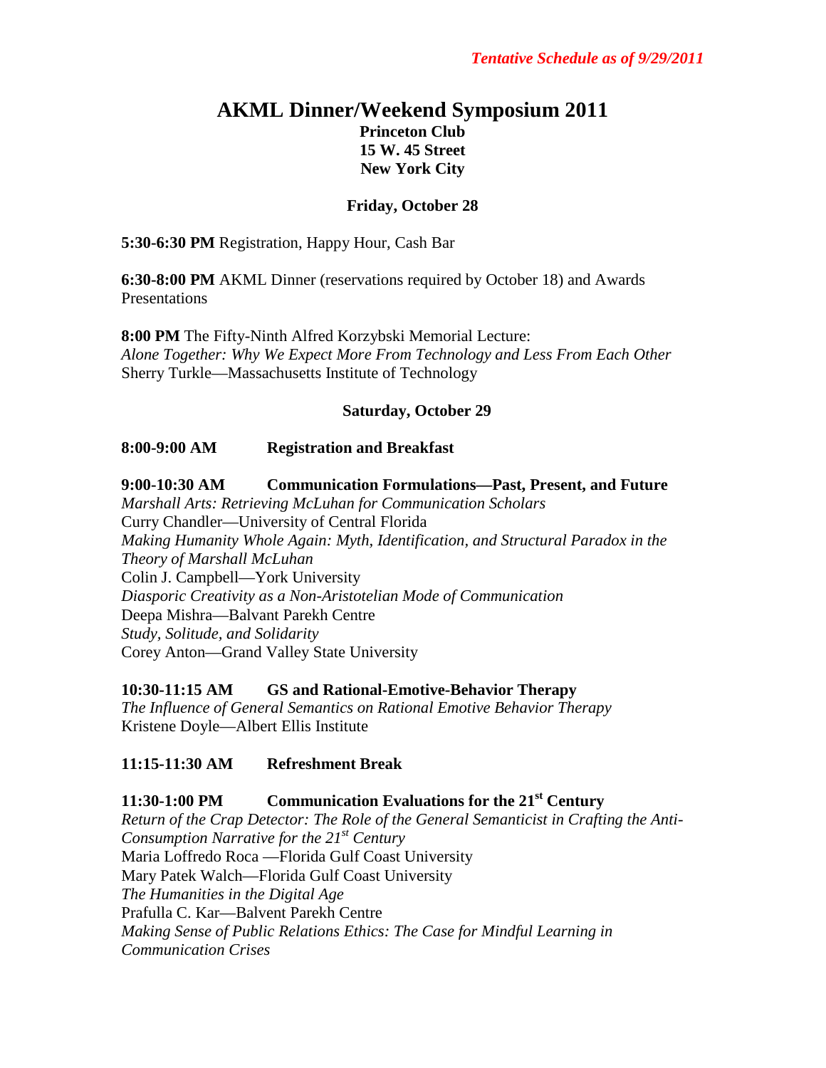*Tentative Schedule as of 9/29/2011*

# AKML Dinner/Weekend Symposium 2011

**Princeton Club**
**15 W. 45 Street**
**New York City**

## Friday, October 28

**5:30-6:30 PM** Registration, Happy Hour, Cash Bar

**6:30-8:00 PM** AKML Dinner (reservations required by October 18) and Awards Presentations

**8:00 PM** The Fifty-Ninth Alfred Korzybski Memorial Lecture:
*Alone Together: Why We Expect More From Technology and Less From Each Other*
Sherry Turkle—Massachusetts Institute of Technology

## Saturday, October 29

**8:00-9:00 AM Registration and Breakfast**

**9:00-10:30 AM Communication Formulations—Past, Present, and Future**
*Marshall Arts: Retrieving McLuhan for Communication Scholars*
Curry Chandler—University of Central Florida
*Making Humanity Whole Again: Myth, Identification, and Structural Paradox in the Theory of Marshall McLuhan*
Colin J. Campbell—York University
*Diasporic Creativity as a Non-Aristotelian Mode of Communication*
Deepa Mishra—Balvant Parekh Centre
*Study, Solitude, and Solidarity*
Corey Anton—Grand Valley State University

**10:30-11:15 AM GS and Rational-Emotive-Behavior Therapy**
*The Influence of General Semantics on Rational Emotive Behavior Therapy*
Kristene Doyle—Albert Ellis Institute

**11:15-11:30 AM Refreshment Break**

**11:30-1:00 PM Communication Evaluations for the 21st Century**
*Return of the Crap Detector: The Role of the General Semanticist in Crafting the Anti-Consumption Narrative for the 21st Century*
Maria Loffredo Roca —Florida Gulf Coast University
Mary Patek Walch—Florida Gulf Coast University
*The Humanities in the Digital Age*
Prafulla C. Kar—Balvent Parekh Centre
*Making Sense of Public Relations Ethics: The Case for Mindful Learning in Communication Crises*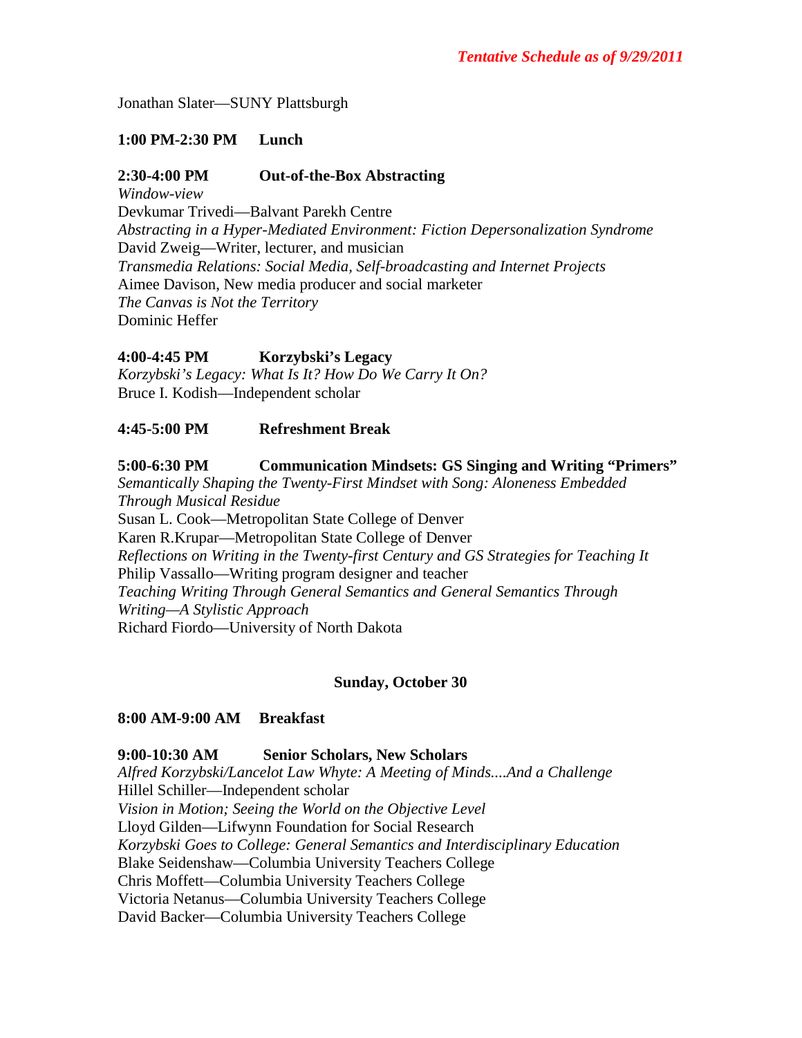*Tentative Schedule as of 9/29/2011*

Jonathan Slater—SUNY Plattsburgh

**1:00 PM-2:30 PM Lunch**

**2:30-4:00 PM Out-of-the-Box Abstracting**

*Window-view*
Devkumar Trivedi—Balvant Parekh Centre
*Abstracting in a Hyper-Mediated Environment: Fiction Depersonalization Syndrome*
David Zweig—Writer, lecturer, and musician
*Transmedia Relations: Social Media, Self-broadcasting and Internet Projects*
Aimee Davison, New media producer and social marketer
*The Canvas is Not the Territory*
Dominic Heffer

**4:00-4:45 PM Korzybski's Legacy**

*Korzybski's Legacy: What Is It? How Do We Carry It On?*
Bruce I. Kodish—Independent scholar

**4:45-5:00 PM Refreshment Break**

**5:00-6:30 PM Communication Mindsets: GS Singing and Writing "Primers"**

*Semantically Shaping the Twenty-First Mindset with Song: Aloneness Embedded Through Musical Residue*
Susan L. Cook—Metropolitan State College of Denver
Karen R.Krupar—Metropolitan State College of Denver
*Reflections on Writing in the Twenty-first Century and GS Strategies for Teaching It*
Philip Vassallo—Writing program designer and teacher
*Teaching Writing Through General Semantics and General Semantics Through Writing—A Stylistic Approach*
Richard Fiordo—University of North Dakota

**Sunday, October 30**

**8:00 AM-9:00 AM Breakfast**

**9:00-10:30 AM Senior Scholars, New Scholars**

*Alfred Korzybski/Lancelot Law Whyte: A Meeting of Minds....And a Challenge*
Hillel Schiller—Independent scholar
*Vision in Motion; Seeing the World on the Objective Level*
Lloyd Gilden—Lifwynn Foundation for Social Research
*Korzybski Goes to College: General Semantics and Interdisciplinary Education*
Blake Seidenshaw—Columbia University Teachers College
Chris Moffett—Columbia University Teachers College
Victoria Netanus—Columbia University Teachers College
David Backer—Columbia University Teachers College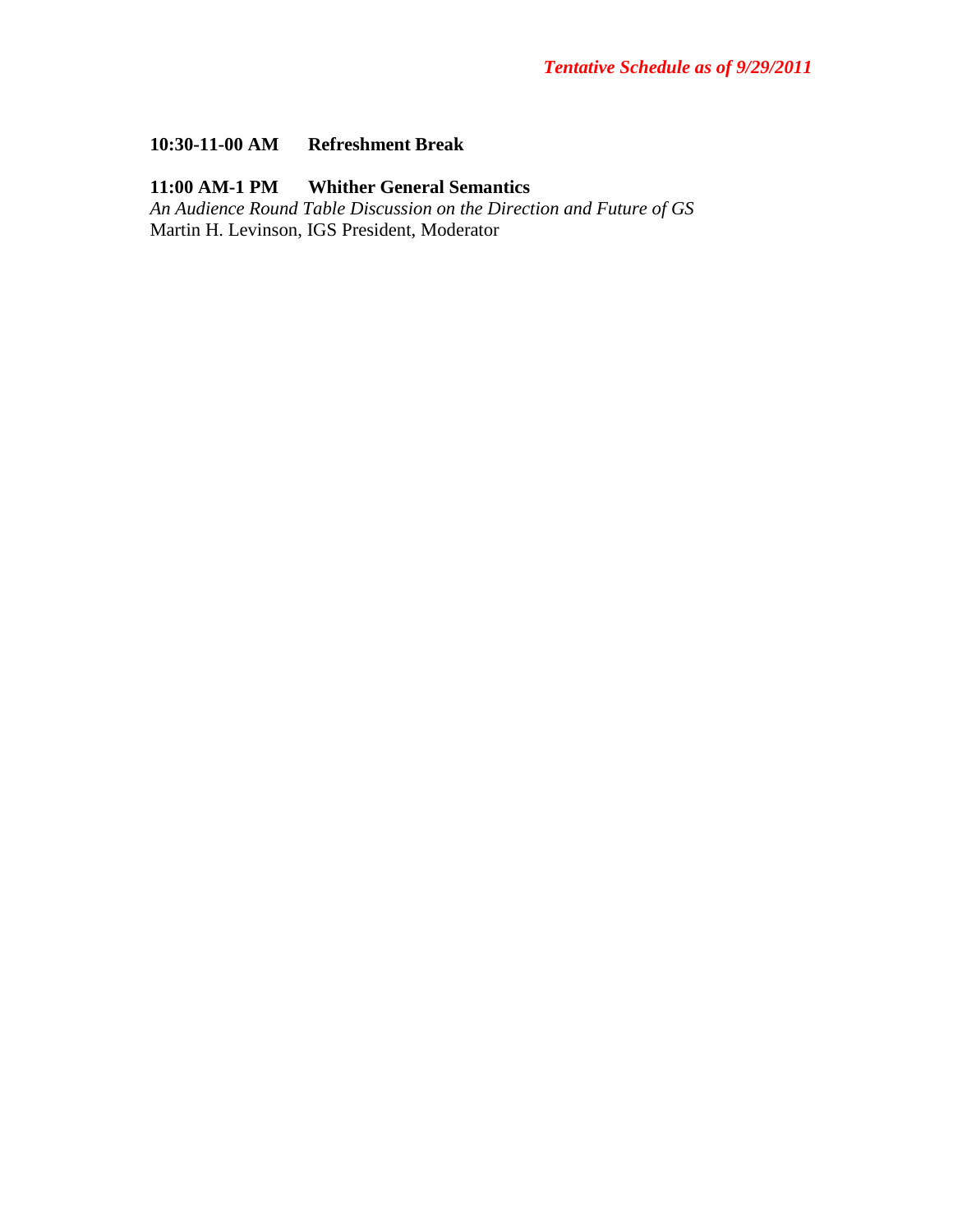***Tentative Schedule as of 9/29/2011***

**10:30-11-00 AM Refreshment Break**

**11:00 AM-1 PM Whither General Semantics**

*An Audience Round Table Discussion on the Direction and Future of GS*

Martin H. Levinson, IGS President, Moderator